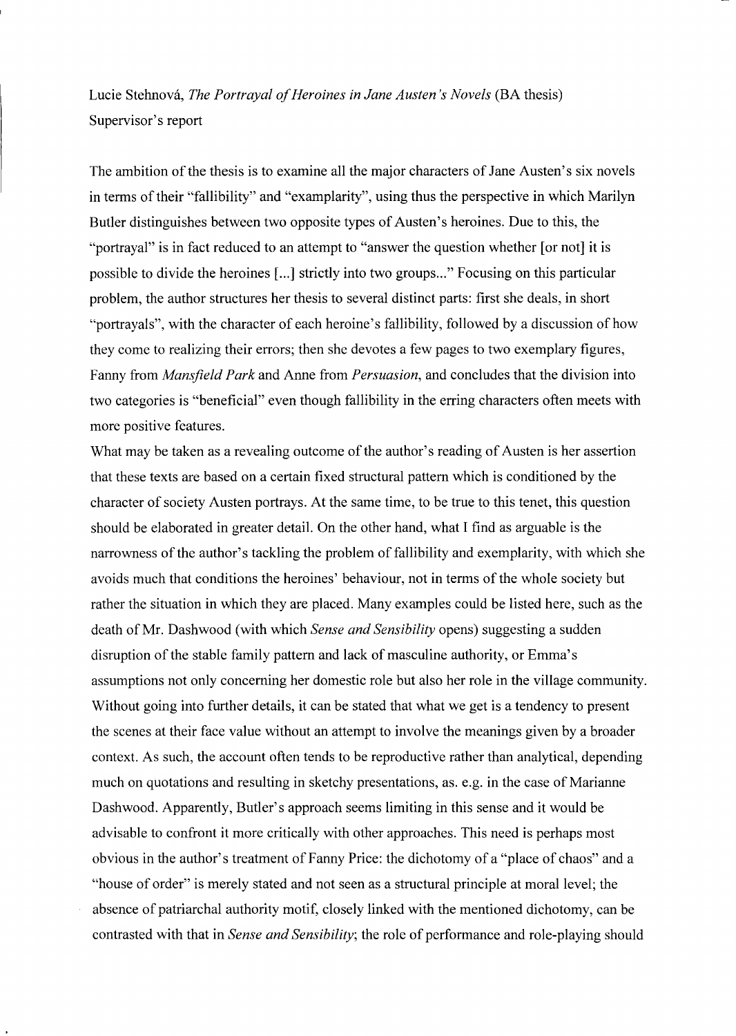Lucie Stehnová, *The Portrayal of Heroines in Jane Austen's Novels* (BA thesis)
Supervisor's report

The ambition of the thesis is to examine all the major characters of Jane Austen's six novels in terms of their "fallibility" and "examplarity", using thus the perspective in which Marilyn Butler distinguishes between two opposite types of Austen's heroines. Due to this, the "portrayal" is in fact reduced to an attempt to "answer the question whether [or not] it is possible to divide the heroines [...] strictly into two groups..." Focusing on this particular problem, the author structures her thesis to several distinct parts: first she deals, in short "portrayals", with the character of each heroine's fallibility, followed by a discussion of how they come to realizing their errors; then she devotes a few pages to two exemplary figures, Fanny from *Mansfield Park* and Anne from *Persuasion*, and concludes that the division into two categories is "beneficial" even though fallibility in the erring characters often meets with more positive features.

What may be taken as a revealing outcome of the author's reading of Austen is her assertion that these texts are based on a certain fixed structural pattern which is conditioned by the character of society Austen portrays. At the same time, to be true to this tenet, this question should be elaborated in greater detail. On the other hand, what I find as arguable is the narrowness of the author's tackling the problem of fallibility and exemplarity, with which she avoids much that conditions the heroines' behaviour, not in terms of the whole society but rather the situation in which they are placed. Many examples could be listed here, such as the death of Mr. Dashwood (with which *Sense and Sensibility* opens) suggesting a sudden disruption of the stable family pattern and lack of masculine authority, or Emma's assumptions not only concerning her domestic role but also her role in the village community. Without going into further details, it can be stated that what we get is a tendency to present the scenes at their face value without an attempt to involve the meanings given by a broader context. As such, the account often tends to be reproductive rather than analytical, depending much on quotations and resulting in sketchy presentations, as. e.g. in the case of Marianne Dashwood. Apparently, Butler's approach seems limiting in this sense and it would be advisable to confront it more critically with other approaches. This need is perhaps most obvious in the author's treatment of Fanny Price: the dichotomy of a "place of chaos" and a "house of order" is merely stated and not seen as a structural principle at moral level; the absence of patriarchal authority motif, closely linked with the mentioned dichotomy, can be contrasted with that in *Sense and Sensibility*; the role of performance and role-playing should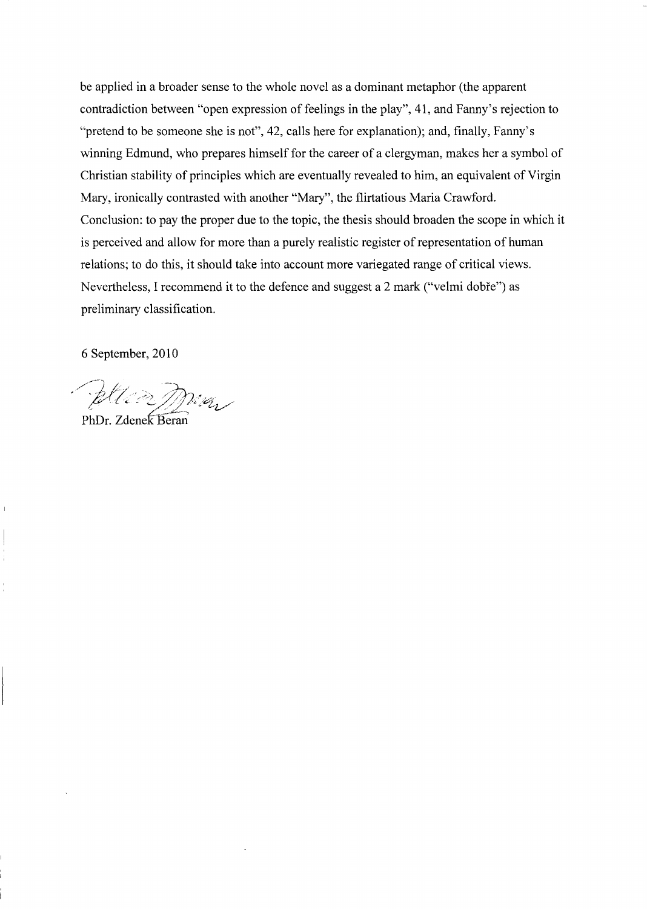be applied in a broader sense to the whole novel as a dominant metaphor (the apparent contradiction between "open expression of feelings in the play", 41, and Fanny's rejection to "pretend to be someone she is not", 42, calls here for explanation); and, finally, Fanny's winning Edmund, who prepares himself for the career of a clergyman, makes her a symbol of Christian stability of principles which are eventually revealed to him, an equivalent of Virgin Mary, ironically contrasted with another "Mary", the flirtatious Maria Crawford.

Conclusion: to pay the proper due to the topic, the thesis should broaden the scope in which it is perceived and allow for more than a purely realistic register of representation of human relations; to do this, it should take into account more variegated range of critical views. Nevertheless, I recommend it to the defence and suggest a 2 mark ("velmi dobře") as preliminary classification.

6 September, 2010

PhDr. Zdeněk Beran